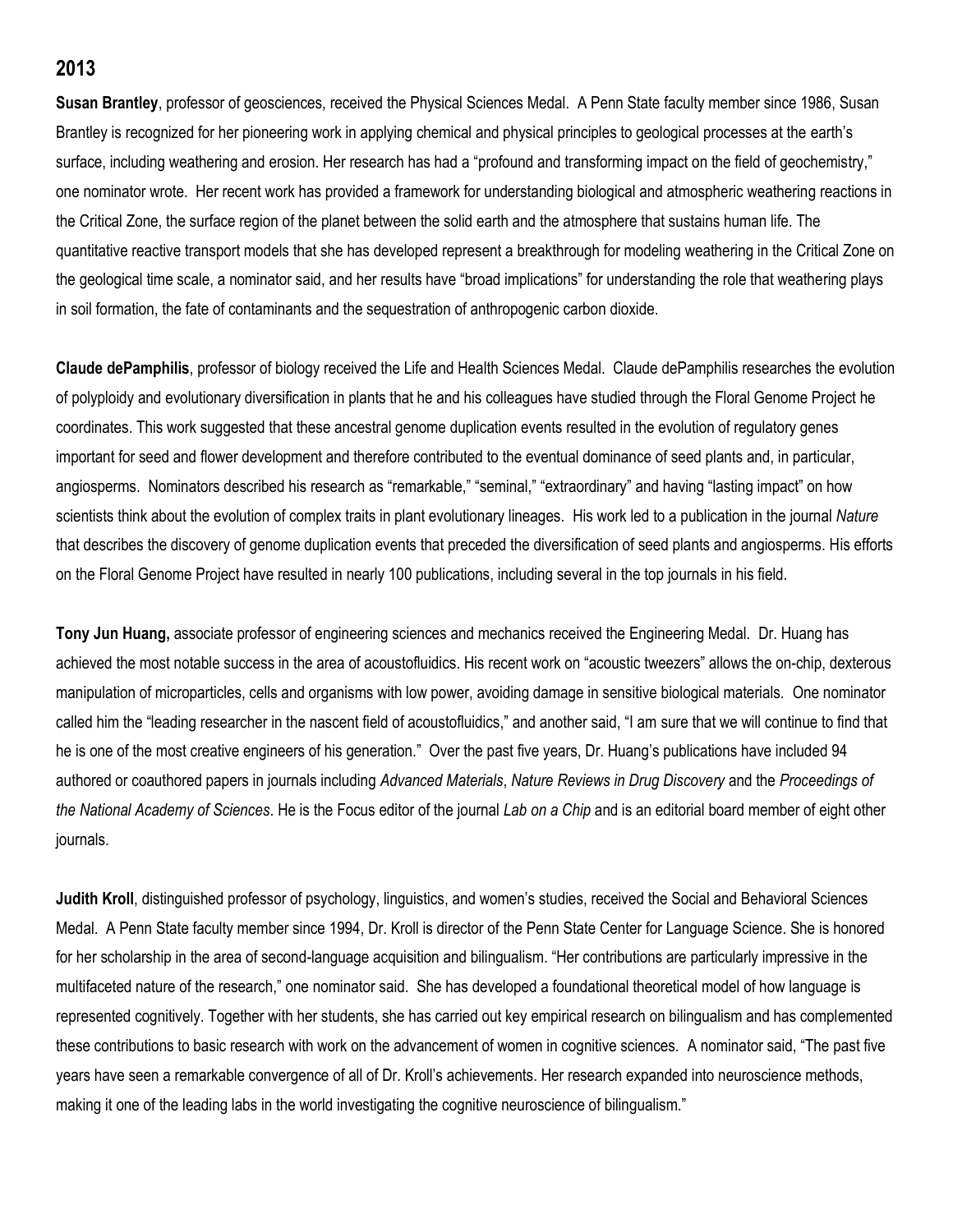## 2013

**Susan Brantley**, professor of geosciences, received the Physical Sciences Medal. A Penn State faculty member since 1986, Susan Brantley is recognized for her pioneering work in applying chemical and physical principles to geological processes at the earth's surface, including weathering and erosion. Her research has had a "profound and transforming impact on the field of geochemistry," one nominator wrote. Her recent work has provided a framework for understanding biological and atmospheric weathering reactions in the Critical Zone, the surface region of the planet between the solid earth and the atmosphere that sustains human life. The quantitative reactive transport models that she has developed represent a breakthrough for modeling weathering in the Critical Zone on the geological time scale, a nominator said, and her results have "broad implications" for understanding the role that weathering plays in soil formation, the fate of contaminants and the sequestration of anthropogenic carbon dioxide.

**Claude dePamphilis**, professor of biology received the Life and Health Sciences Medal. Claude dePamphilis researches the evolution of polyploidy and evolutionary diversification in plants that he and his colleagues have studied through the Floral Genome Project he coordinates. This work suggested that these ancestral genome duplication events resulted in the evolution of regulatory genes important for seed and flower development and therefore contributed to the eventual dominance of seed plants and, in particular, angiosperms. Nominators described his research as "remarkable," "seminal," "extraordinary" and having "lasting impact" on how scientists think about the evolution of complex traits in plant evolutionary lineages. His work led to a publication in the journal *Nature* that describes the discovery of genome duplication events that preceded the diversification of seed plants and angiosperms. His efforts on the Floral Genome Project have resulted in nearly 100 publications, including several in the top journals in his field.

**Tony Jun Huang,** associate professor of engineering sciences and mechanics received the Engineering Medal. Dr. Huang has achieved the most notable success in the area of acoustofluidics. His recent work on "acoustic tweezers" allows the on-chip, dexterous manipulation of microparticles, cells and organisms with low power, avoiding damage in sensitive biological materials. One nominator called him the "leading researcher in the nascent field of acoustofluidics," and another said, "I am sure that we will continue to find that he is one of the most creative engineers of his generation." Over the past five years, Dr. Huang's publications have included 94 authored or coauthored papers in journals including *Advanced Materials*, *Nature Reviews in Drug Discovery* and the *Proceedings of the National Academy of Sciences*. He is the Focus editor of the journal *Lab on a Chip* and is an editorial board member of eight other journals.

**Judith Kroll**, distinguished professor of psychology, linguistics, and women's studies, received the Social and Behavioral Sciences Medal. A Penn State faculty member since 1994, Dr. Kroll is director of the Penn State Center for Language Science. She is honored for her scholarship in the area of second-language acquisition and bilingualism. "Her contributions are particularly impressive in the multifaceted nature of the research," one nominator said. She has developed a foundational theoretical model of how language is represented cognitively. Together with her students, she has carried out key empirical research on bilingualism and has complemented these contributions to basic research with work on the advancement of women in cognitive sciences. A nominator said, "The past five years have seen a remarkable convergence of all of Dr. Kroll's achievements. Her research expanded into neuroscience methods, making it one of the leading labs in the world investigating the cognitive neuroscience of bilingualism."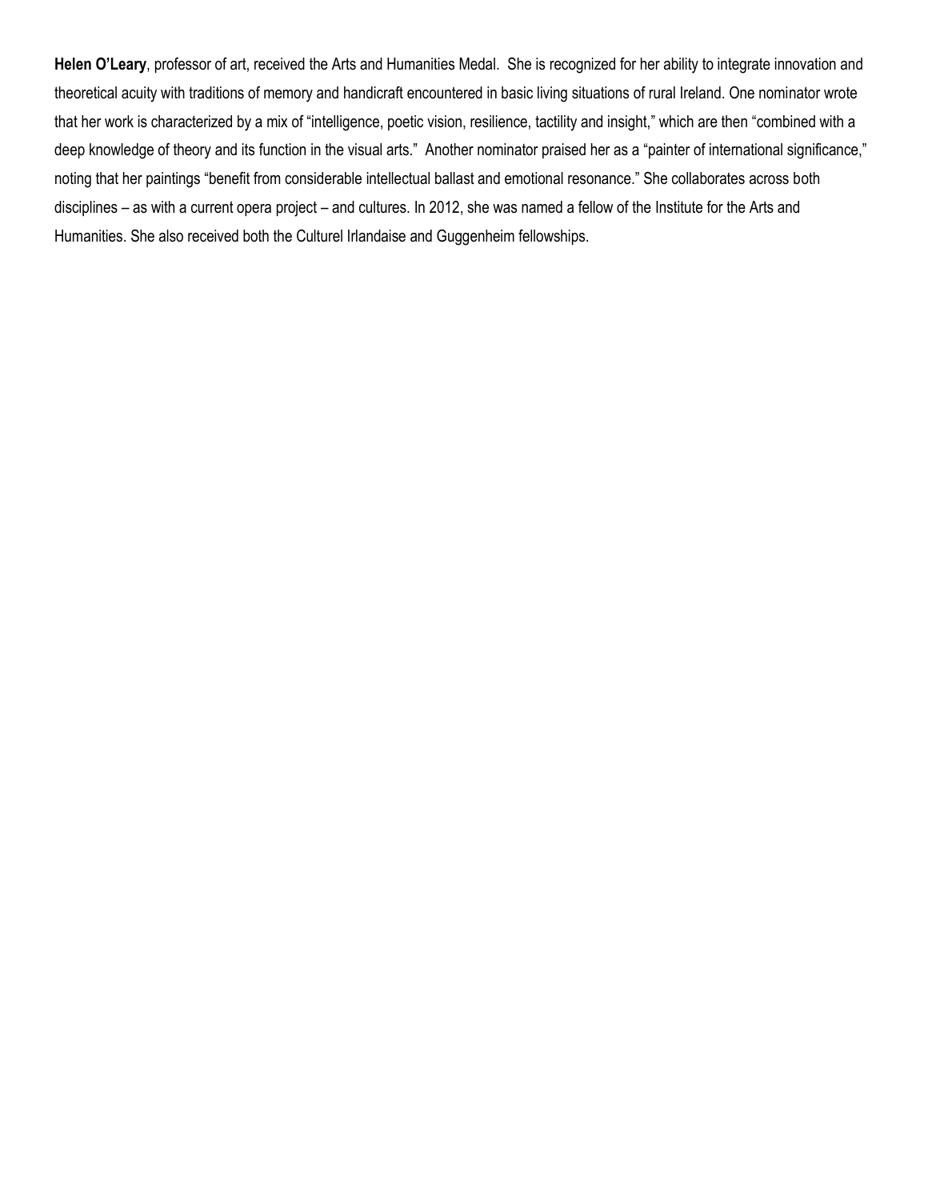**Helen O'Leary**, professor of art, received the Arts and Humanities Medal. She is recognized for her ability to integrate innovation and theoretical acuity with traditions of memory and handicraft encountered in basic living situations of rural Ireland. One nominator wrote that her work is characterized by a mix of "intelligence, poetic vision, resilience, tactility and insight," which are then "combined with a deep knowledge of theory and its function in the visual arts." Another nominator praised her as a "painter of international significance," noting that her paintings "benefit from considerable intellectual ballast and emotional resonance." She collaborates across both disciplines – as with a current opera project – and cultures. In 2012, she was named a fellow of the Institute for the Arts and Humanities. She also received both the Culturel Irlandaise and Guggenheim fellowships.